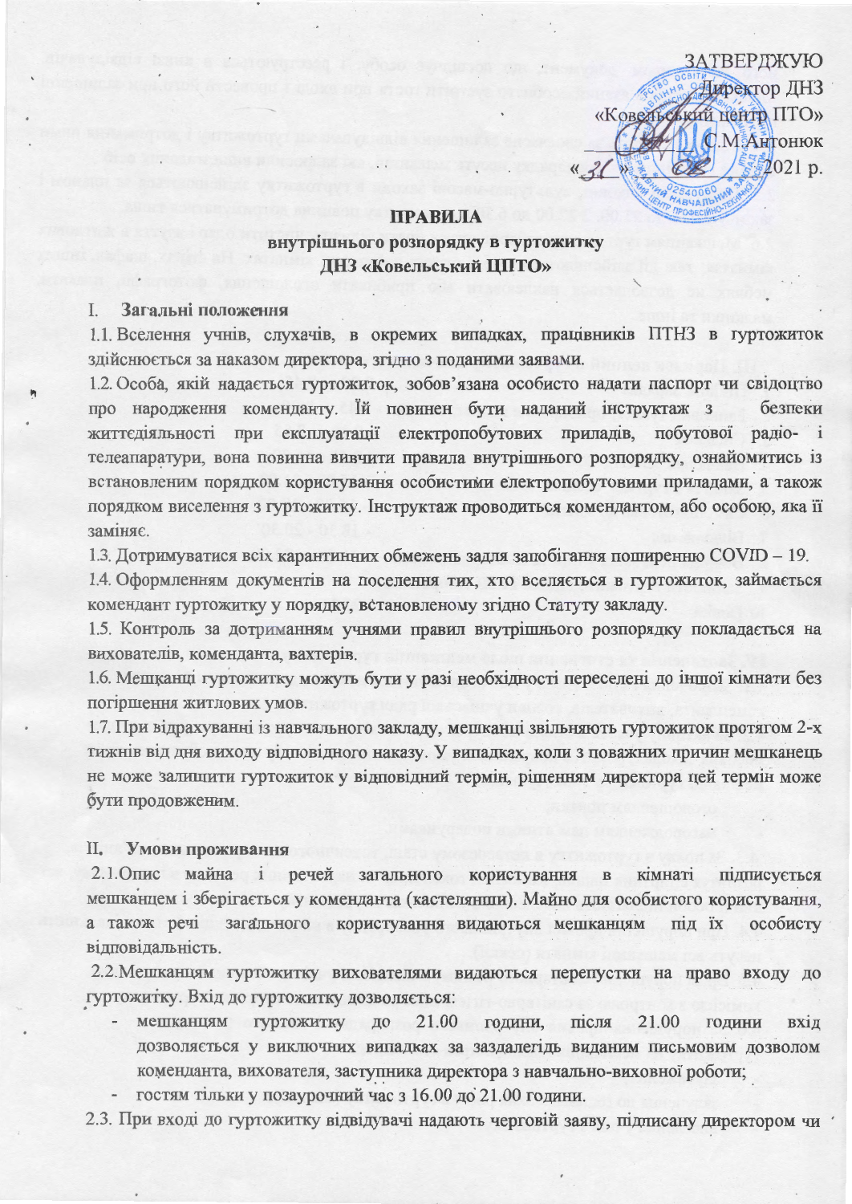ЗАТВЕРДЖУЮ
Директор ДНЗ
«Ковельський центр ПТО»
_________ С.М.Антонюк
«_31_» _____ 2021 р.

# ПРАВИЛА
## внутрішнього розпорядку в гуртожитку ДНЗ «Ковельський ЦПТО»

### I. Загальні положення

1.1. Вселення учнів, слухачів, в окремих випадках, працівників ПТНЗ в гуртожиток здійснюється за наказом директора, згідно з поданими заявами.

1.2. Особа, якій надається гуртожиток, зобов'язана особисто надати паспорт чи свідоцтво про народження коменданту. Їй повинен бути наданий інструктаж з безпеки життєдіяльності при експлуатації електропобутових приладів, побутової радіо- і телеапаратури, вона повинна вивчити правила внутрішнього розпорядку, ознайомитись із встановленим порядком користування особистими електропобутовими приладами, а також порядком виселення з гуртожитку. Інструктаж проводиться комендантом, або особою, яка її заміняє.

1.3. Дотримуватися всіх карантинних обмежень задля запобігання поширенню COVID – 19.

1.4. Оформленням документів на поселення тих, хто вселяється в гуртожиток, займається комендант гуртожитку у порядку, встановленому згідно Статуту закладу.

1.5. Контроль за дотриманням учнями правил внутрішнього розпорядку покладається на вихователів, коменданта, вахтерів.

1.6. Мешканці гуртожитку можуть бути у разі необхідності переселені до іншої кімнати без погіршення житлових умов.

1.7. При відрахуванні із навчального закладу, мешканці звільняють гуртожиток протягом 2-х тижнів від дня виходу відповідного наказу. У випадках, коли з поважних причин мешканець не може залишити гуртожиток у відповідний термін, рішенням директора цей термін може бути продовженим.

### II. Умови проживання

2.1. Опис майна і речей загального користування в кімнаті підписується мешканцем і зберігається у коменданта (кастелянши). Майно для особистого користування, а також речі загального користування видаються мешканцям під їх особисту відповідальність.

2.2. Мешканцям гуртожитку вихователями видаються перепустки на право входу до гуртожитку. Вхід до гуртожитку дозволяється:

- мешканцям гуртожитку до 21.00 години, після 21.00 години вхід дозволяється у виключних випадках за заздалегідь виданим письмовим дозволом коменданта, вихователя, заступника директора з навчально-виховної роботи;
- гостям тільки у позаурочний час з 16.00 до 21.00 години.

2.3. При вході до гуртожитку відвідувачі надають черговій заяву, підписану директором чи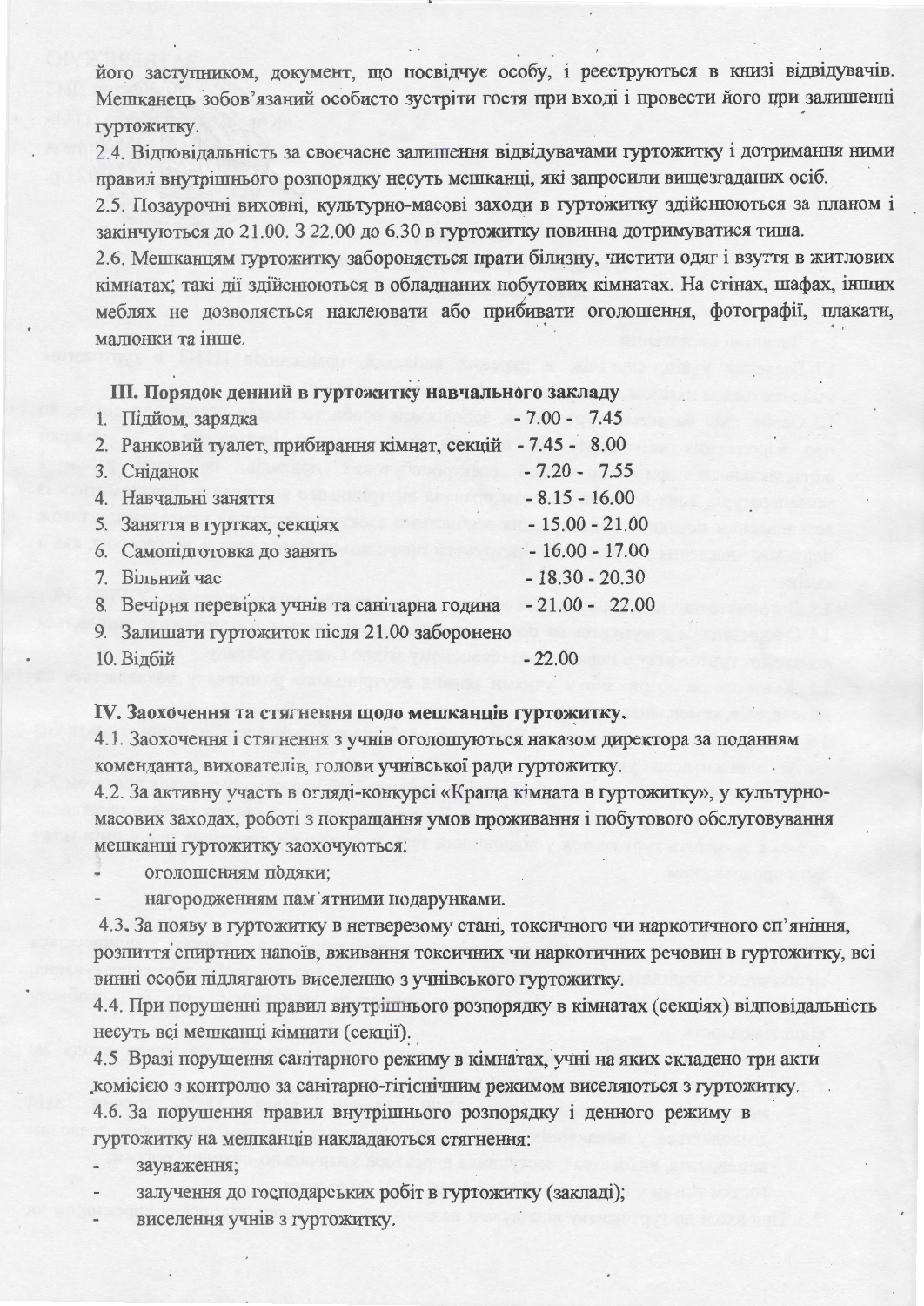його заступником, документ, що посвідчує особу, і реєструються в книзі відвідувачів. Мешканець зобов'язаний особисто зустріти гостя при вході і провести його при залишенні гуртожитку.

2.4. Відповідальність за своєчасне залишення відвідувачами гуртожитку і дотримання ними правил внутрішнього розпорядку несуть мешканці, які запросили вищезгаданих осіб.

2.5. Позаурочні виховні, культурно-масові заходи в гуртожитку здійснюються за планом і закінчуються до 21.00. З 22.00 до 6.30 в гуртожитку повинна дотримуватися тиша.

2.6. Мешканцям гуртожитку забороняється прати білизну, чистити одяг і взуття в житлових кімнатах; такі дії здійснюються в обладнаних побутових кімнатах. На стінах, шафах, інших меблях не дозволяється наклеювати або прибивати оголошення, фотографії, плакати, малюнки та інше.

## III. Порядок денний в гуртожитку навчального закладу

| | | |
|---|---|---|
| 1. | Підйом, зарядка | - 7.00 - 7.45 |
| 2. | Ранковий туалет, прибирання кімнат, секцій | - 7.45 - 8.00 |
| 3. | Сніданок | - 7.20 - 7.55 |
| 4. | Навчальні заняття | - 8.15 - 16.00 |
| 5. | Заняття в гуртках, секціях | - 15.00 - 21.00 |
| 6. | Самопідготовка до занять | - 16.00 - 17.00 |
| 7. | Вільний час | - 18.30 - 20.30 |
| 8. | Вечірня перевірка учнів та санітарна година | - 21.00 - 22.00 |
| 9. | Залишати гуртожиток після 21.00 заборонено | |
| 10. | Відбій | - 22.00 |

## IV. Заохочення та стягнення щодо мешканців гуртожитку.

4.1. Заохочення і стягнення з учнів оголошуються наказом директора за поданням коменданта, вихователів, голови учнівської ради гуртожитку.

4.2. За активну участь в огляді-конкурсі «Краща кімната в гуртожитку», у культурно-масових заходах, роботі з покращання умов проживання і побутового обслуговування мешканці гуртожитку заохочуються:

- оголошенням подяки;
- нагородженням пам'ятними подарунками.

4.3. За появу в гуртожитку в нетверезому стані, токсичного чи наркотичного сп'яніння, розпиття спиртних напоїв, вживання токсичних чи наркотичних речовин в гуртожитку, всі винні особи підлягають виселенню з учнівського гуртожитку.

4.4. При порушенні правил внутрішнього розпорядку в кімнатах (секціях) відповідальність несуть всі мешканці кімнати (секції).

4.5 Вразі порушення санітарного режиму в кімнатах, учні на яких складено три акти комісією з контролю за санітарно-гігієнічним режимом виселяються з гуртожитку.

4.6. За порушення правил внутрішнього розпорядку і денного режиму в гуртожитку на мешканців накладаються стягнення:

- зауваження;
- залучення до господарських робіт в гуртожитку (закладі);
- виселення учнів з гуртожитку.